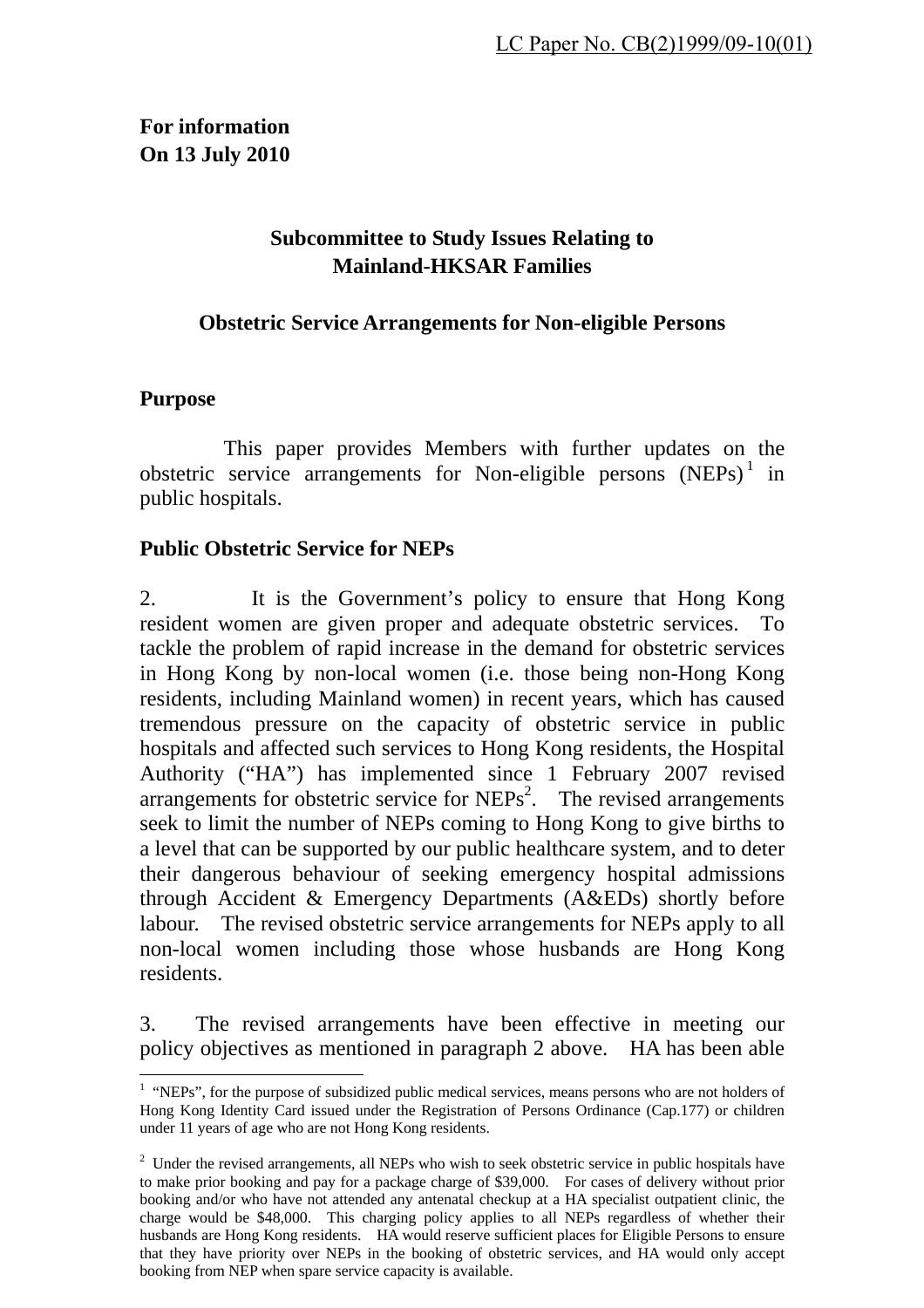LC Paper No. CB(2)1999/09-10(01)

**For information**
**On 13 July 2010**

## Subcommittee to Study Issues Relating to Mainland-HKSAR Families

## Obstetric Service Arrangements for Non-eligible Persons

### Purpose

This paper provides Members with further updates on the obstetric service arrangements for Non-eligible persons (NEPs)[1] in public hospitals.

### Public Obstetric Service for NEPs

2. It is the Government's policy to ensure that Hong Kong resident women are given proper and adequate obstetric services. To tackle the problem of rapid increase in the demand for obstetric services in Hong Kong by non-local women (i.e. those being non-Hong Kong residents, including Mainland women) in recent years, which has caused tremendous pressure on the capacity of obstetric service in public hospitals and affected such services to Hong Kong residents, the Hospital Authority ("HA") has implemented since 1 February 2007 revised arrangements for obstetric service for NEPs[2]. The revised arrangements seek to limit the number of NEPs coming to Hong Kong to give births to a level that can be supported by our public healthcare system, and to deter their dangerous behaviour of seeking emergency hospital admissions through Accident & Emergency Departments (A&EDs) shortly before labour. The revised obstetric service arrangements for NEPs apply to all non-local women including those whose husbands are Hong Kong residents.

3. The revised arrangements have been effective in meeting our policy objectives as mentioned in paragraph 2 above. HA has been able

[1] "NEPs", for the purpose of subsidized public medical services, means persons who are not holders of Hong Kong Identity Card issued under the Registration of Persons Ordinance (Cap.177) or children under 11 years of age who are not Hong Kong residents.

[2] Under the revised arrangements, all NEPs who wish to seek obstetric service in public hospitals have to make prior booking and pay for a package charge of $39,000. For cases of delivery without prior booking and/or who have not attended any antenatal checkup at a HA specialist outpatient clinic, the charge would be $48,000. This charging policy applies to all NEPs regardless of whether their husbands are Hong Kong residents. HA would reserve sufficient places for Eligible Persons to ensure that they have priority over NEPs in the booking of obstetric services, and HA would only accept booking from NEP when spare service capacity is available.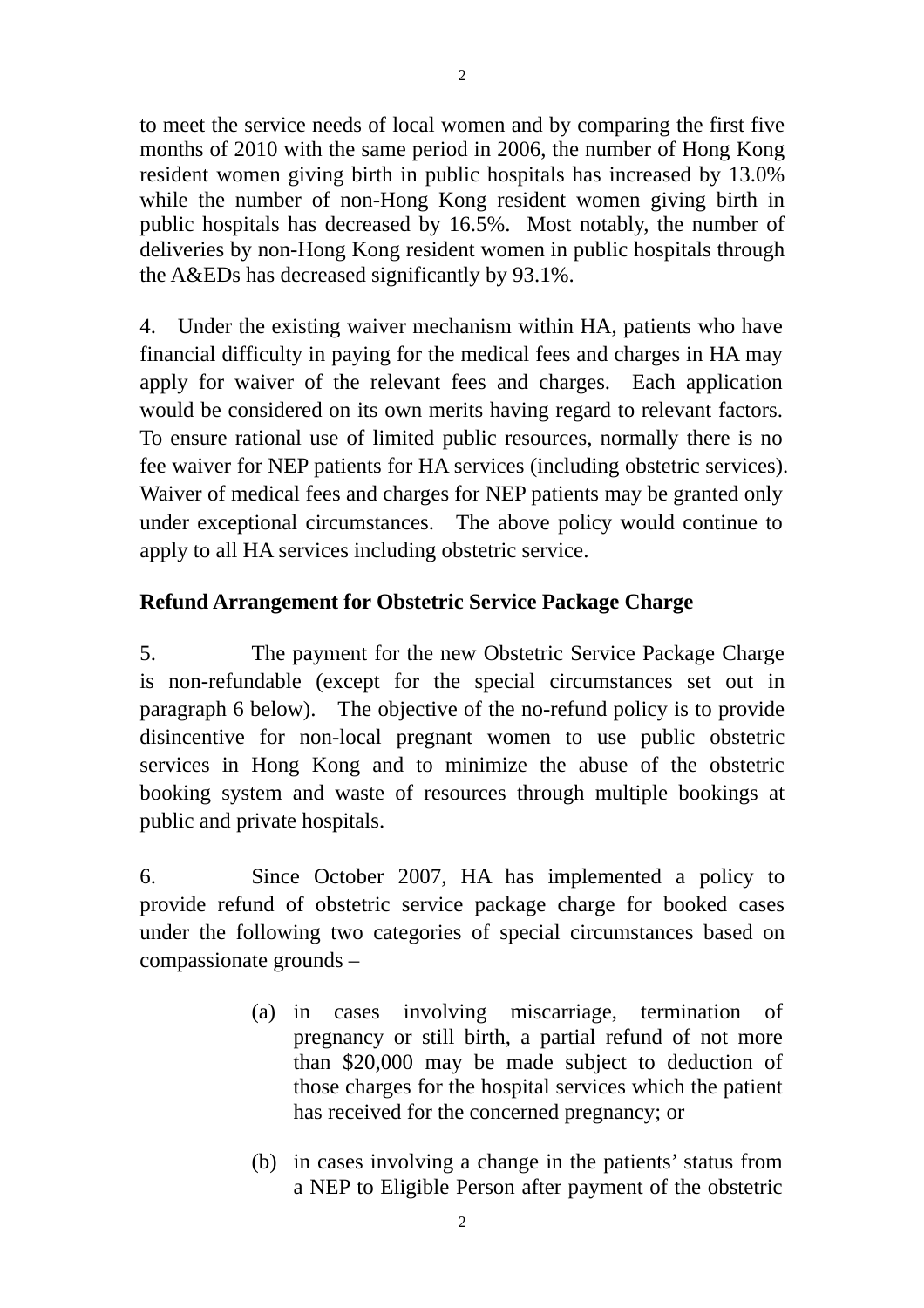to meet the service needs of local women and by comparing the first five months of 2010 with the same period in 2006, the number of Hong Kong resident women giving birth in public hospitals has increased by 13.0% while the number of non-Hong Kong resident women giving birth in public hospitals has decreased by 16.5%. Most notably, the number of deliveries by non-Hong Kong resident women in public hospitals through the A&EDs has decreased significantly by 93.1%.

4. Under the existing waiver mechanism within HA, patients who have financial difficulty in paying for the medical fees and charges in HA may apply for waiver of the relevant fees and charges. Each application would be considered on its own merits having regard to relevant factors. To ensure rational use of limited public resources, normally there is no fee waiver for NEP patients for HA services (including obstetric services). Waiver of medical fees and charges for NEP patients may be granted only under exceptional circumstances. The above policy would continue to apply to all HA services including obstetric service.

**Refund Arrangement for Obstetric Service Package Charge**

5. The payment for the new Obstetric Service Package Charge is non-refundable (except for the special circumstances set out in paragraph 6 below). The objective of the no-refund policy is to provide disincentive for non-local pregnant women to use public obstetric services in Hong Kong and to minimize the abuse of the obstetric booking system and waste of resources through multiple bookings at public and private hospitals.

6. Since October 2007, HA has implemented a policy to provide refund of obstetric service package charge for booked cases under the following two categories of special circumstances based on compassionate grounds –

(a) in cases involving miscarriage, termination of pregnancy or still birth, a partial refund of not more than $20,000 may be made subject to deduction of those charges for the hospital services which the patient has received for the concerned pregnancy; or

(b) in cases involving a change in the patients' status from a NEP to Eligible Person after payment of the obstetric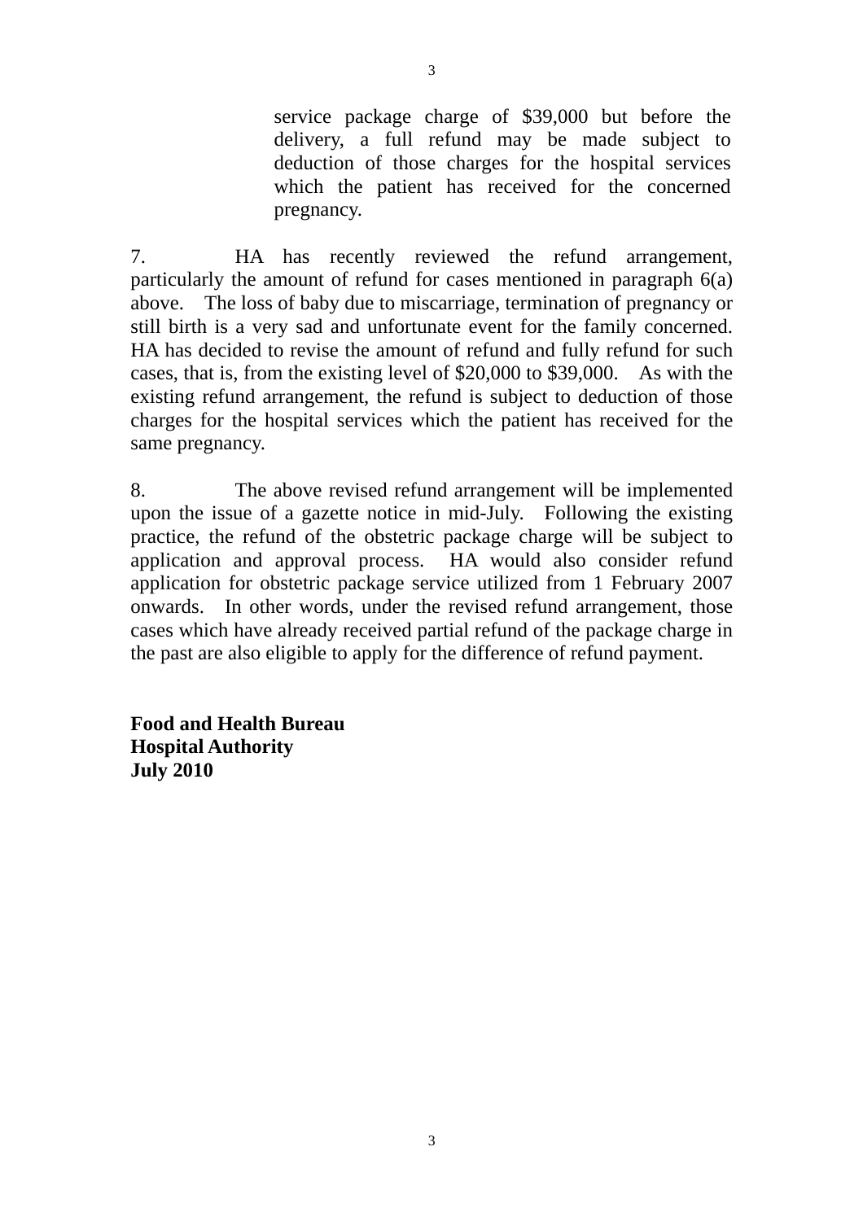service package charge of $39,000 but before the delivery, a full refund may be made subject to deduction of those charges for the hospital services which the patient has received for the concerned pregnancy.

7. HA has recently reviewed the refund arrangement, particularly the amount of refund for cases mentioned in paragraph 6(a) above. The loss of baby due to miscarriage, termination of pregnancy or still birth is a very sad and unfortunate event for the family concerned. HA has decided to revise the amount of refund and fully refund for such cases, that is, from the existing level of $20,000 to $39,000. As with the existing refund arrangement, the refund is subject to deduction of those charges for the hospital services which the patient has received for the same pregnancy.

8. The above revised refund arrangement will be implemented upon the issue of a gazette notice in mid-July. Following the existing practice, the refund of the obstetric package charge will be subject to application and approval process. HA would also consider refund application for obstetric package service utilized from 1 February 2007 onwards. In other words, under the revised refund arrangement, those cases which have already received partial refund of the package charge in the past are also eligible to apply for the difference of refund payment.

**Food and Health Bureau**
**Hospital Authority**
**July 2010**